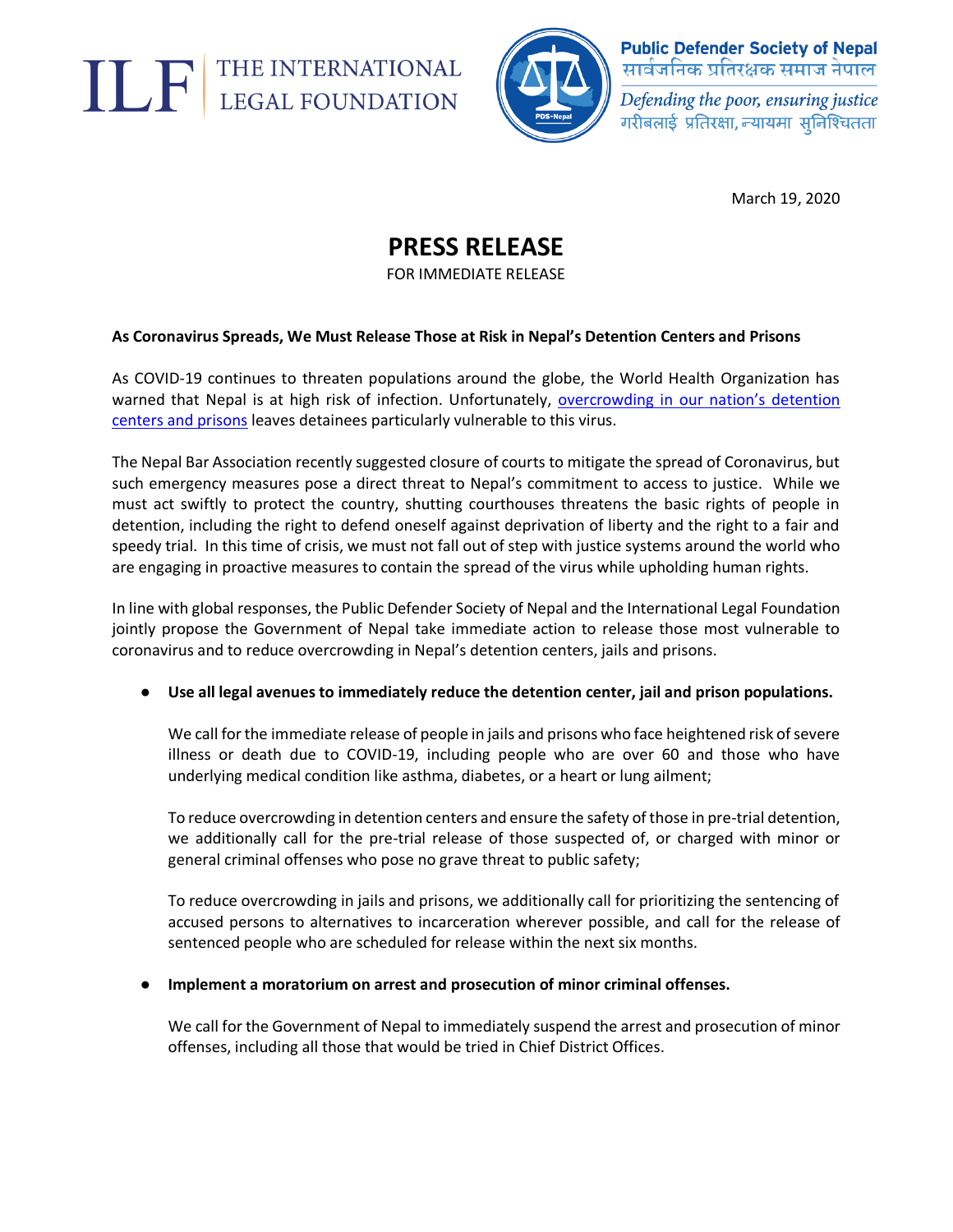THE INTERNATIONAL LEGAL FOUNDATION

**Public Defender Society of Nepal**
सार्वजनिक प्रतिरक्षक समाज नेपाल
*Defending the poor, ensuring justice*
गरीबलाई प्रतिरक्षा, न्यायमा सुनिश्चितता

March 19, 2020

# PRESS RELEASE

FOR IMMEDIATE RELEASE

**As Coronavirus Spreads, We Must Release Those at Risk in Nepal's Detention Centers and Prisons**

As COVID-19 continues to threaten populations around the globe, the World Health Organization has warned that Nepal is at high risk of infection. Unfortunately, overcrowding in our nation's detention centers and prisons leaves detainees particularly vulnerable to this virus.

The Nepal Bar Association recently suggested closure of courts to mitigate the spread of Coronavirus, but such emergency measures pose a direct threat to Nepal's commitment to access to justice. While we must act swiftly to protect the country, shutting courthouses threatens the basic rights of people in detention, including the right to defend oneself against deprivation of liberty and the right to a fair and speedy trial. In this time of crisis, we must not fall out of step with justice systems around the world who are engaging in proactive measures to contain the spread of the virus while upholding human rights.

In line with global responses, the Public Defender Society of Nepal and the International Legal Foundation jointly propose the Government of Nepal take immediate action to release those most vulnerable to coronavirus and to reduce overcrowding in Nepal's detention centers, jails and prisons.

- **Use all legal avenues to immediately reduce the detention center, jail and prison populations.**

  We call for the immediate release of people in jails and prisons who face heightened risk of severe illness or death due to COVID-19, including people who are over 60 and those who have underlying medical condition like asthma, diabetes, or a heart or lung ailment;

  To reduce overcrowding in detention centers and ensure the safety of those in pre-trial detention, we additionally call for the pre-trial release of those suspected of, or charged with minor or general criminal offenses who pose no grave threat to public safety;

  To reduce overcrowding in jails and prisons, we additionally call for prioritizing the sentencing of accused persons to alternatives to incarceration wherever possible, and call for the release of sentenced people who are scheduled for release within the next six months.

- **Implement a moratorium on arrest and prosecution of minor criminal offenses.**

  We call for the Government of Nepal to immediately suspend the arrest and prosecution of minor offenses, including all those that would be tried in Chief District Offices.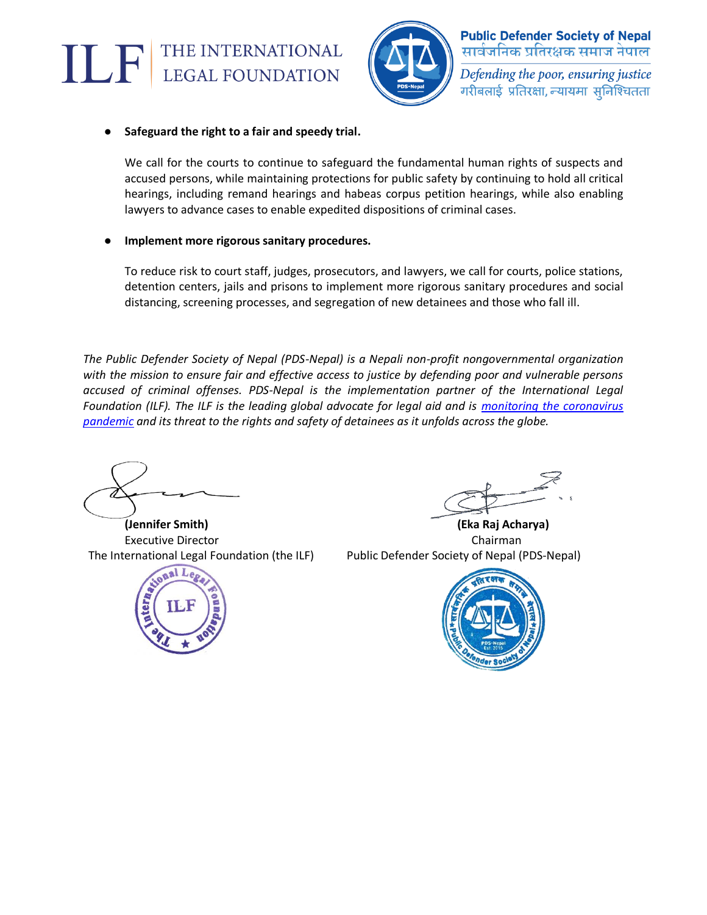- **Safeguard the right to a fair and speedy trial.**

  We call for the courts to continue to safeguard the fundamental human rights of suspects and accused persons, while maintaining protections for public safety by continuing to hold all critical hearings, including remand hearings and habeas corpus petition hearings, while also enabling lawyers to advance cases to enable expedited dispositions of criminal cases.

- **Implement more rigorous sanitary procedures.**

  To reduce risk to court staff, judges, prosecutors, and lawyers, we call for courts, police stations, detention centers, jails and prisons to implement more rigorous sanitary procedures and social distancing, screening processes, and segregation of new detainees and those who fall ill.

*The Public Defender Society of Nepal (PDS-Nepal) is a Nepali non-profit nongovernmental organization with the mission to ensure fair and effective access to justice by defending poor and vulnerable persons accused of criminal offenses. PDS-Nepal is the implementation partner of the International Legal Foundation (ILF). The ILF is the leading global advocate for legal aid and is monitoring the coronavirus pandemic and its threat to the rights and safety of detainees as it unfolds across the globe.*

**(Jennifer Smith)**
Executive Director
The International Legal Foundation (the ILF)

**(Eka Raj Acharya)**
Chairman
Public Defender Society of Nepal (PDS-Nepal)